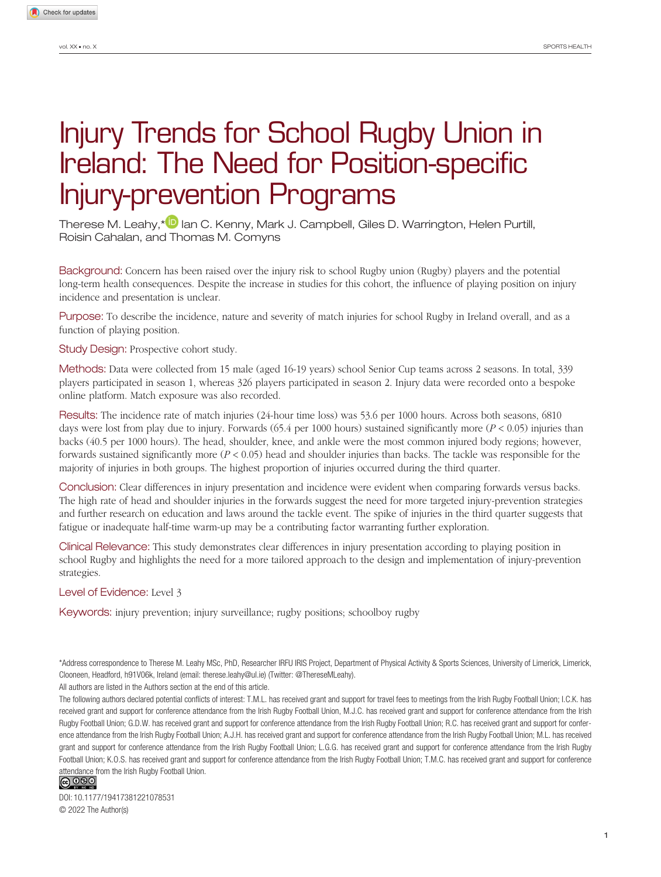# Injury Trends for School Rugby Union in Ireland: The Need for Position-specific Injury-prevention Programs

Therese M. Leahy,* Ian C. Kenny, Mark J. Campbell, Giles D. Warrington, Helen Purtill, Roisin Cahalan, and Thomas M. Comyns

**Background:** Concern has been raised over the injury risk to school Rugby union (Rugby) players and the potential long-term health consequences. Despite the increase in studies for this cohort, the influence of playing position on injury incidence and presentation is unclear.

**Purpose:** To describe the incidence, nature and severity of match injuries for school Rugby in Ireland overall, and as a function of playing position.

**Study Design:** Prospective cohort study.

**Methods:** Data were collected from 15 male (aged 16-19 years) school Senior Cup teams across 2 seasons. In total, 339 players participated in season 1, whereas 326 players participated in season 2. Injury data were recorded onto a bespoke online platform. Match exposure was also recorded.

**Results:** The incidence rate of match injuries (24-hour time loss) was 53.6 per 1000 hours. Across both seasons, 6810 days were lost from play due to injury. Forwards (65.4 per 1000 hours) sustained significantly more ($P < 0.05$) injuries than backs (40.5 per 1000 hours). The head, shoulder, knee, and ankle were the most common injured body regions; however, forwards sustained significantly more ($P < 0.05$) head and shoulder injuries than backs. The tackle was responsible for the majority of injuries in both groups. The highest proportion of injuries occurred during the third quarter.

**Conclusion:** Clear differences in injury presentation and incidence were evident when comparing forwards versus backs. The high rate of head and shoulder injuries in the forwards suggest the need for more targeted injury-prevention strategies and further research on education and laws around the tackle event. The spike of injuries in the third quarter suggests that fatigue or inadequate half-time warm-up may be a contributing factor warranting further exploration.

**Clinical Relevance:** This study demonstrates clear differences in injury presentation according to playing position in school Rugby and highlights the need for a more tailored approach to the design and implementation of injury-prevention strategies.

**Level of Evidence:** Level 3

**Keywords:** injury prevention; injury surveillance; rugby positions; schoolboy rugby

*Address correspondence to Therese M. Leahy MSc, PhD, Researcher IRFU IRIS Project, Department of Physical Activity & Sports Sciences, University of Limerick, Limerick, Clooneen, Headford, h91V06k, Ireland (email: therese.leahy@ul.ie) (Twitter: @ThereseMLeahy).

All authors are listed in the Authors section at the end of this article.

The following authors declared potential conflicts of interest: T.M.L. has received grant and support for travel fees to meetings from the Irish Rugby Football Union; I.C.K. has received grant and support for conference attendance from the Irish Rugby Football Union, M.J.C. has received grant and support for conference attendance from the Irish Rugby Football Union; G.D.W. has received grant and support for conference attendance from the Irish Rugby Football Union; R.C. has received grant and support for conference attendance from the Irish Rugby Football Union; A.J.H. has received grant and support for conference attendance from the Irish Rugby Football Union; M.L. has received grant and support for conference attendance from the Irish Rugby Football Union; L.G.G. has received grant and support for conference attendance from the Irish Rugby Football Union; K.O.S. has received grant and support for conference attendance from the Irish Rugby Football Union; T.M.C. has received grant and support for conference attendance from the Irish Rugby Football Union.

DOI: 10.1177/19417381221078531

© 2022 The Author(s)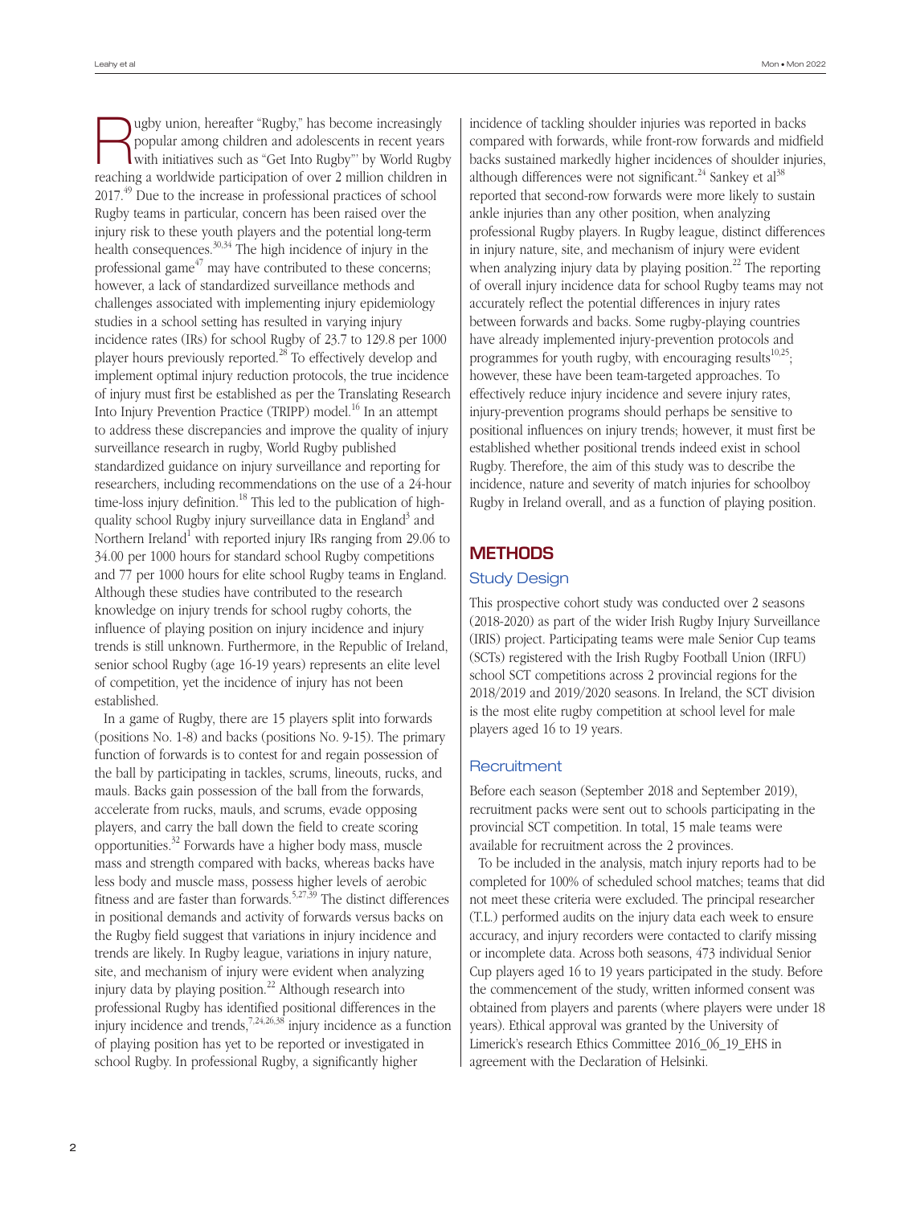Rugby union, hereafter "Rugby," has become increasingly popular among children and adolescents in recent years with initiatives such as "Get Into Rugby"' by World Rugby reaching a worldwide participation of over 2 million children in 2017.[49] Due to the increase in professional practices of school Rugby teams in particular, concern has been raised over the injury risk to these youth players and the potential long-term health consequences.[30,34] The high incidence of injury in the professional game[47] may have contributed to these concerns; however, a lack of standardized surveillance methods and challenges associated with implementing injury epidemiology studies in a school setting has resulted in varying injury incidence rates (IRs) for school Rugby of 23.7 to 129.8 per 1000 player hours previously reported.[28] To effectively develop and implement optimal injury reduction protocols, the true incidence of injury must first be established as per the Translating Research Into Injury Prevention Practice (TRIPP) model.[16] In an attempt to address these discrepancies and improve the quality of injury surveillance research in rugby, World Rugby published standardized guidance on injury surveillance and reporting for researchers, including recommendations on the use of a 24-hour time-loss injury definition.[18] This led to the publication of high-quality school Rugby injury surveillance data in England[3] and Northern Ireland[1] with reported injury IRs ranging from 29.06 to 34.00 per 1000 hours for standard school Rugby competitions and 77 per 1000 hours for elite school Rugby teams in England. Although these studies have contributed to the research knowledge on injury trends for school rugby cohorts, the influence of playing position on injury incidence and injury trends is still unknown. Furthermore, in the Republic of Ireland, senior school Rugby (age 16-19 years) represents an elite level of competition, yet the incidence of injury has not been established.

In a game of Rugby, there are 15 players split into forwards (positions No. 1-8) and backs (positions No. 9-15). The primary function of forwards is to contest for and regain possession of the ball by participating in tackles, scrums, lineouts, rucks, and mauls. Backs gain possession of the ball from the forwards, accelerate from rucks, mauls, and scrums, evade opposing players, and carry the ball down the field to create scoring opportunities.[32] Forwards have a higher body mass, muscle mass and strength compared with backs, whereas backs have less body and muscle mass, possess higher levels of aerobic fitness and are faster than forwards.[5,27,39] The distinct differences in positional demands and activity of forwards versus backs on the Rugby field suggest that variations in injury incidence and trends are likely. In Rugby league, variations in injury nature, site, and mechanism of injury were evident when analyzing injury data by playing position.[22] Although research into professional Rugby has identified positional differences in the injury incidence and trends,[7,24,26,38] injury incidence as a function of playing position has yet to be reported or investigated in school Rugby. In professional Rugby, a significantly higher incidence of tackling shoulder injuries was reported in backs compared with forwards, while front-row forwards and midfield backs sustained markedly higher incidences of shoulder injuries, although differences were not significant.[24] Sankey et al[38] reported that second-row forwards were more likely to sustain ankle injuries than any other position, when analyzing professional Rugby players. In Rugby league, distinct differences in injury nature, site, and mechanism of injury were evident when analyzing injury data by playing position.[22] The reporting of overall injury incidence data for school Rugby teams may not accurately reflect the potential differences in injury rates between forwards and backs. Some rugby-playing countries have already implemented injury-prevention protocols and programmes for youth rugby, with encouraging results[10,25]; however, these have been team-targeted approaches. To effectively reduce injury incidence and severe injury rates, injury-prevention programs should perhaps be sensitive to positional influences on injury trends; however, it must first be established whether positional trends indeed exist in school Rugby. Therefore, the aim of this study was to describe the incidence, nature and severity of match injuries for schoolboy Rugby in Ireland overall, and as a function of playing position.

## METHODS

### Study Design

This prospective cohort study was conducted over 2 seasons (2018-2020) as part of the wider Irish Rugby Injury Surveillance (IRIS) project. Participating teams were male Senior Cup teams (SCTs) registered with the Irish Rugby Football Union (IRFU) school SCT competitions across 2 provincial regions for the 2018/2019 and 2019/2020 seasons. In Ireland, the SCT division is the most elite rugby competition at school level for male players aged 16 to 19 years.

### Recruitment

Before each season (September 2018 and September 2019), recruitment packs were sent out to schools participating in the provincial SCT competition. In total, 15 male teams were available for recruitment across the 2 provinces.

To be included in the analysis, match injury reports had to be completed for 100% of scheduled school matches; teams that did not meet these criteria were excluded. The principal researcher (T.L.) performed audits on the injury data each week to ensure accuracy, and injury recorders were contacted to clarify missing or incomplete data. Across both seasons, 473 individual Senior Cup players aged 16 to 19 years participated in the study. Before the commencement of the study, written informed consent was obtained from players and parents (where players were under 18 years). Ethical approval was granted by the University of Limerick's research Ethics Committee 2016_06_19_EHS in agreement with the Declaration of Helsinki.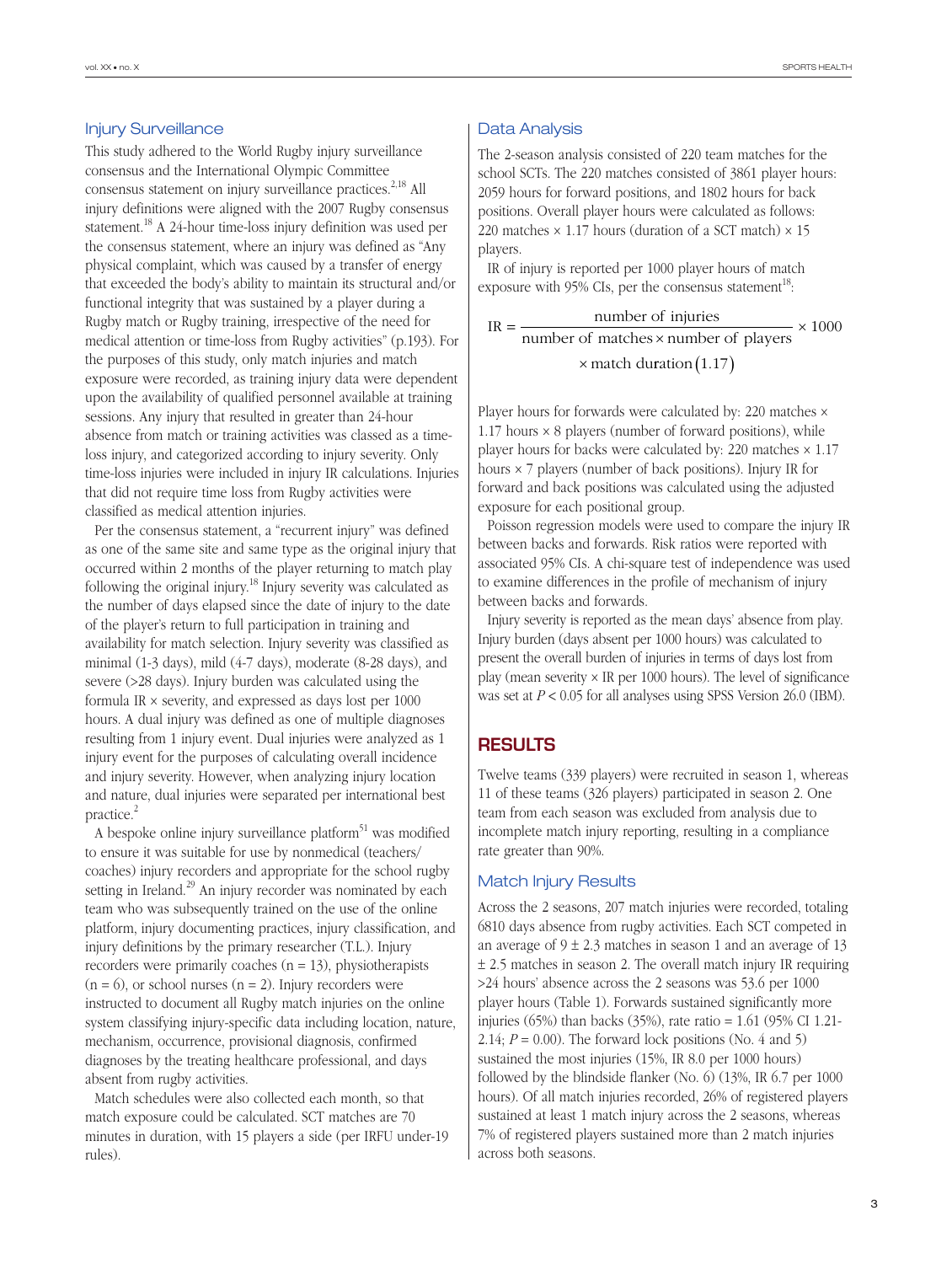## Injury Surveillance

This study adhered to the World Rugby injury surveillance consensus and the International Olympic Committee consensus statement on injury surveillance practices.[2,18] All injury definitions were aligned with the 2007 Rugby consensus statement.[18] A 24-hour time-loss injury definition was used per the consensus statement, where an injury was defined as "Any physical complaint, which was caused by a transfer of energy that exceeded the body's ability to maintain its structural and/or functional integrity that was sustained by a player during a Rugby match or Rugby training, irrespective of the need for medical attention or time-loss from Rugby activities" (p.193). For the purposes of this study, only match injuries and match exposure were recorded, as training injury data were dependent upon the availability of qualified personnel available at training sessions. Any injury that resulted in greater than 24-hour absence from match or training activities was classed as a time-loss injury, and categorized according to injury severity. Only time-loss injuries were included in injury IR calculations. Injuries that did not require time loss from Rugby activities were classified as medical attention injuries.

Per the consensus statement, a "recurrent injury" was defined as one of the same site and same type as the original injury that occurred within 2 months of the player returning to match play following the original injury.[18] Injury severity was calculated as the number of days elapsed since the date of injury to the date of the player's return to full participation in training and availability for match selection. Injury severity was classified as minimal (1-3 days), mild (4-7 days), moderate (8-28 days), and severe (>28 days). Injury burden was calculated using the formula IR × severity, and expressed as days lost per 1000 hours. A dual injury was defined as one of multiple diagnoses resulting from 1 injury event. Dual injuries were analyzed as 1 injury event for the purposes of calculating overall incidence and injury severity. However, when analyzing injury location and nature, dual injuries were separated per international best practice.[2]

A bespoke online injury surveillance platform[51] was modified to ensure it was suitable for use by nonmedical (teachers/coaches) injury recorders and appropriate for the school rugby setting in Ireland.[29] An injury recorder was nominated by each team who was subsequently trained on the use of the online platform, injury documenting practices, injury classification, and injury definitions by the primary researcher (T.L.). Injury recorders were primarily coaches (n = 13), physiotherapists (n = 6), or school nurses (n = 2). Injury recorders were instructed to document all Rugby match injuries on the online system classifying injury-specific data including location, nature, mechanism, occurrence, provisional diagnosis, confirmed diagnoses by the treating healthcare professional, and days absent from rugby activities.

Match schedules were also collected each month, so that match exposure could be calculated. SCT matches are 70 minutes in duration, with 15 players a side (per IRFU under-19 rules).

## Data Analysis

The 2-season analysis consisted of 220 team matches for the school SCTs. The 220 matches consisted of 3861 player hours: 2059 hours for forward positions, and 1802 hours for back positions. Overall player hours were calculated as follows: 220 matches × 1.17 hours (duration of a SCT match) × 15 players.

IR of injury is reported per 1000 player hours of match exposure with 95% CIs, per the consensus statement[18]:

$$\text{IR} = \frac{\text{number of injuries}}{\text{number of matches} \times \text{number of players} \times \text{match duration}\,(1.17)} \times 1000$$

Player hours for forwards were calculated by: 220 matches × 1.17 hours × 8 players (number of forward positions), while player hours for backs were calculated by: 220 matches × 1.17 hours × 7 players (number of back positions). Injury IR for forward and back positions was calculated using the adjusted exposure for each positional group.

Poisson regression models were used to compare the injury IR between backs and forwards. Risk ratios were reported with associated 95% CIs. A chi-square test of independence was used to examine differences in the profile of mechanism of injury between backs and forwards.

Injury severity is reported as the mean days' absence from play. Injury burden (days absent per 1000 hours) was calculated to present the overall burden of injuries in terms of days lost from play (mean severity × IR per 1000 hours). The level of significance was set at $P < 0.05$ for all analyses using SPSS Version 26.0 (IBM).

# RESULTS

Twelve teams (339 players) were recruited in season 1, whereas 11 of these teams (326 players) participated in season 2. One team from each season was excluded from analysis due to incomplete match injury reporting, resulting in a compliance rate greater than 90%.

## Match Injury Results

Across the 2 seasons, 207 match injuries were recorded, totaling 6810 days absence from rugby activities. Each SCT competed in an average of 9 ± 2.3 matches in season 1 and an average of 13 ± 2.5 matches in season 2. The overall match injury IR requiring >24 hours' absence across the 2 seasons was 53.6 per 1000 player hours (Table 1). Forwards sustained significantly more injuries (65%) than backs (35%), rate ratio = 1.61 (95% CI 1.21-2.14; $P = 0.00$). The forward lock positions (No. 4 and 5) sustained the most injuries (15%, IR 8.0 per 1000 hours) followed by the blindside flanker (No. 6) (13%, IR 6.7 per 1000 hours). Of all match injuries recorded, 26% of registered players sustained at least 1 match injury across the 2 seasons, whereas 7% of registered players sustained more than 2 match injuries across both seasons.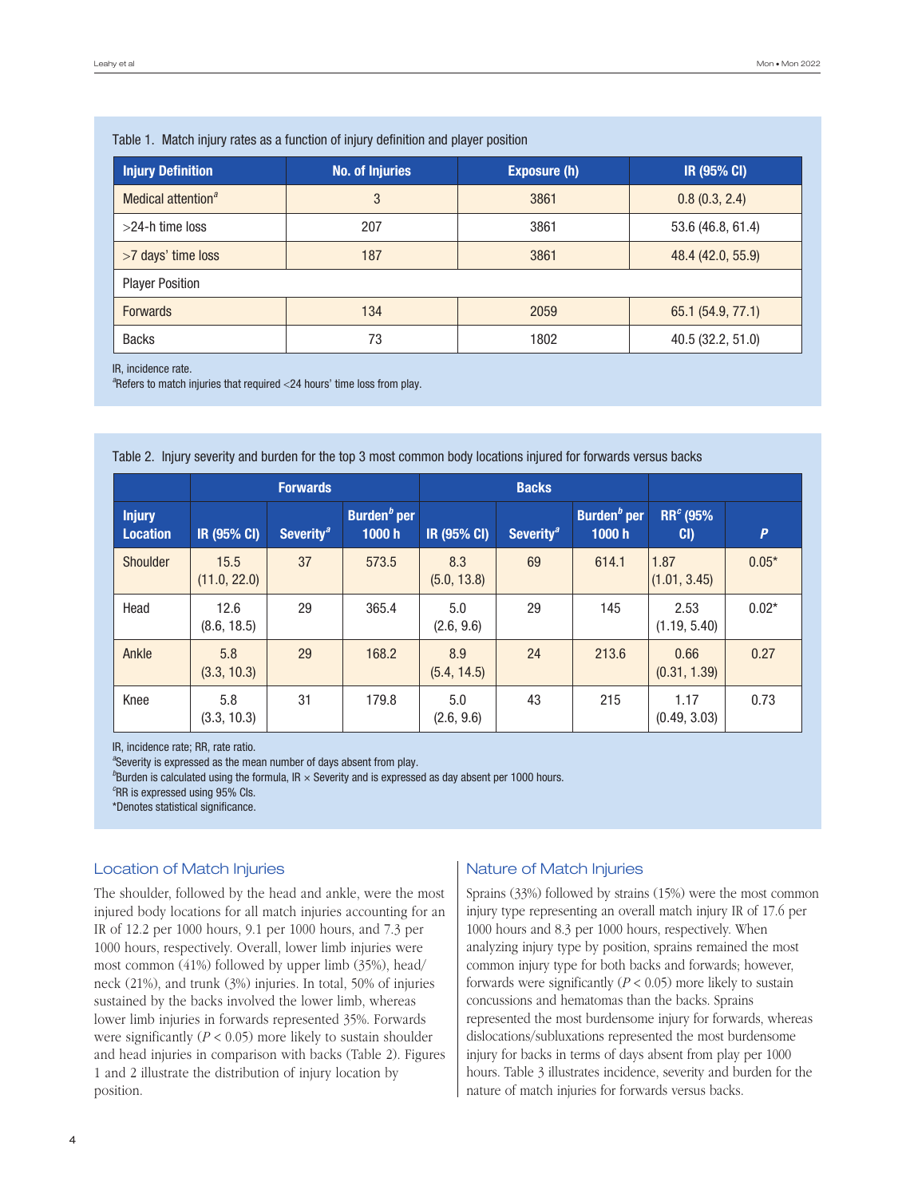Table 1. Match injury rates as a function of injury definition and player position

| Injury Definition | No. of Injuries | Exposure (h) | IR (95% CI) |
|---|---|---|---|
| Medical attention[a] | 3 | 3861 | 0.8 (0.3, 2.4) |
| >24-h time loss | 207 | 3861 | 53.6 (46.8, 61.4) |
| >7 days' time loss | 187 | 3861 | 48.4 (42.0, 55.9) |
| Player Position | | | |
| Forwards | 134 | 2059 | 65.1 (54.9, 77.1) |
| Backs | 73 | 1802 | 40.5 (32.2, 51.0) |

IR, incidence rate.
[a]Refers to match injuries that required <24 hours' time loss from play.

Table 2. Injury severity and burden for the top 3 most common body locations injured for forwards versus backs

| | Forwards | | | Backs | | | | |
|---|---|---|---|---|---|---|---|---|
| Injury Location | IR (95% CI) | Severity[a] | Burden[b] per 1000 h | IR (95% CI) | Severity[a] | Burden[b] per 1000 h | RR[c] (95% CI) | *P* |
| Shoulder | 15.5 (11.0, 22.0) | 37 | 573.5 | 8.3 (5.0, 13.8) | 69 | 614.1 | 1.87 (1.01, 3.45) | 0.05* |
| Head | 12.6 (8.6, 18.5) | 29 | 365.4 | 5.0 (2.6, 9.6) | 29 | 145 | 2.53 (1.19, 5.40) | 0.02* |
| Ankle | 5.8 (3.3, 10.3) | 29 | 168.2 | 8.9 (5.4, 14.5) | 24 | 213.6 | 0.66 (0.31, 1.39) | 0.27 |
| Knee | 5.8 (3.3, 10.3) | 31 | 179.8 | 5.0 (2.6, 9.6) | 43 | 215 | 1.17 (0.49, 3.03) | 0.73 |

IR, incidence rate; RR, rate ratio.
[a]Severity is expressed as the mean number of days absent from play.
[b]Burden is calculated using the formula, IR × Severity and is expressed as day absent per 1000 hours.
[c]RR is expressed using 95% CIs.
*Denotes statistical significance.

## Location of Match Injuries

The shoulder, followed by the head and ankle, were the most injured body locations for all match injuries accounting for an IR of 12.2 per 1000 hours, 9.1 per 1000 hours, and 7.3 per 1000 hours, respectively. Overall, lower limb injuries were most common (41%) followed by upper limb (35%), head/neck (21%), and trunk (3%) injuries. In total, 50% of injuries sustained by the backs involved the lower limb, whereas lower limb injuries in forwards represented 35%. Forwards were significantly ($P < 0.05$) more likely to sustain shoulder and head injuries in comparison with backs (Table 2). Figures 1 and 2 illustrate the distribution of injury location by position.

## Nature of Match Injuries

Sprains (33%) followed by strains (15%) were the most common injury type representing an overall match injury IR of 17.6 per 1000 hours and 8.3 per 1000 hours, respectively. When analyzing injury type by position, sprains remained the most common injury type for both backs and forwards; however, forwards were significantly ($P < 0.05$) more likely to sustain concussions and hematomas than the backs. Sprains represented the most burdensome injury for forwards, whereas dislocations/subluxations represented the most burdensome injury for backs in terms of days absent from play per 1000 hours. Table 3 illustrates incidence, severity and burden for the nature of match injuries for forwards versus backs.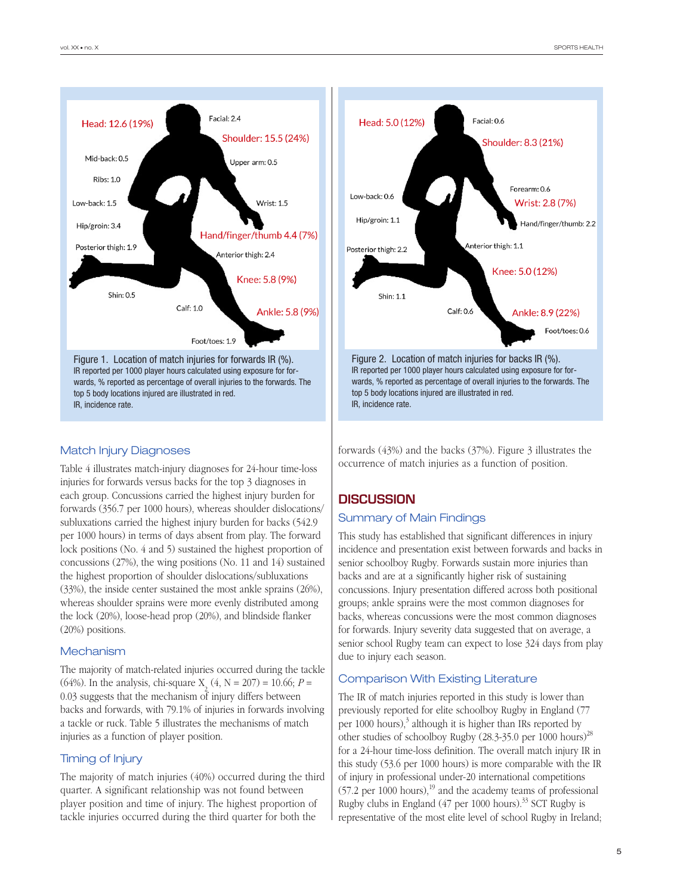Head: 12.6 (19%)
Facial: 2.4
Shoulder: 15.5 (24%)
Mid-back: 0.5
Upper arm: 0.5
Ribs: 1.0
Low-back: 1.5
Wrist: 1.5
Hip/groin: 3.4
Hand/finger/thumb 4.4 (7%)
Posterior thigh: 1.9
Anterior thigh: 2.4
Knee: 5.8 (9%)
Shin: 0.5
Calf: 1.0
Ankle: 5.8 (9%)
Foot/toes: 1.9

Figure 1. Location of match injuries for forwards IR (%). IR reported per 1000 player hours calculated using exposure for forwards, % reported as percentage of overall injuries to the forwards. The top 5 body locations injured are illustrated in red. IR, incidence rate.

Head: 5.0 (12%)
Facial: 0.6
Shoulder: 8.3 (21%)
Low-back: 0.6
Forearm: 0.6
Wrist: 2.8 (7%)
Hip/groin: 1.1
Hand/finger/thumb: 2.2
Posterior thigh: 2.2
Anterior thigh: 1.1
Knee: 5.0 (12%)
Shin: 1.1
Calf: 0.6
Ankle: 8.9 (22%)
Foot/toes: 0.6

Figure 2. Location of match injuries for backs IR (%). IR reported per 1000 player hours calculated using exposure for forwards, % reported as percentage of overall injuries to the forwards. The top 5 body locations injured are illustrated in red. IR, incidence rate.

### Match Injury Diagnoses

Table 4 illustrates match-injury diagnoses for 24-hour time-loss injuries for forwards versus backs for the top 3 diagnoses in each group. Concussions carried the highest injury burden for forwards (356.7 per 1000 hours), whereas shoulder dislocations/subluxations carried the highest injury burden for backs (542.9 per 1000 hours) in terms of days absent from play. The forward lock positions (No. 4 and 5) sustained the highest proportion of concussions (27%), the wing positions (No. 11 and 14) sustained the highest proportion of shoulder dislocations/subluxations (33%), the inside center sustained the most ankle sprains (26%), whereas shoulder sprains were more evenly distributed among the lock (20%), loose-head prop (20%), and blindside flanker (20%) positions.

### Mechanism

The majority of match-related injuries occurred during the tackle (64%). In the analysis, chi-square $X_2$ (4, N = 207) = 10.66; $P$ = 0.03 suggests that the mechanism of injury differs between backs and forwards, with 79.1% of injuries in forwards involving a tackle or ruck. Table 5 illustrates the mechanisms of match injuries as a function of player position.

### Timing of Injury

The majority of match injuries (40%) occurred during the third quarter. A significant relationship was not found between player position and time of injury. The highest proportion of tackle injuries occurred during the third quarter for both the forwards (43%) and the backs (37%). Figure 3 illustrates the occurrence of match injuries as a function of position.

## DISCUSSION

### Summary of Main Findings

This study has established that significant differences in injury incidence and presentation exist between forwards and backs in senior schoolboy Rugby. Forwards sustain more injuries than backs and are at a significantly higher risk of sustaining concussions. Injury presentation differed across both positional groups; ankle sprains were the most common diagnoses for backs, whereas concussions were the most common diagnoses for forwards. Injury severity data suggested that on average, a senior school Rugby team can expect to lose 324 days from play due to injury each season.

### Comparison With Existing Literature

The IR of match injuries reported in this study is lower than previously reported for elite schoolboy Rugby in England (77 per 1000 hours),[3] although it is higher than IRs reported by other studies of schoolboy Rugby (28.3-35.0 per 1000 hours)[28] for a 24-hour time-loss definition. The overall match injury IR in this study (53.6 per 1000 hours) is more comparable with the IR of injury in professional under-20 international competitions (57.2 per 1000 hours),[19] and the academy teams of professional Rugby clubs in England (47 per 1000 hours).[33] SCT Rugby is representative of the most elite level of school Rugby in Ireland;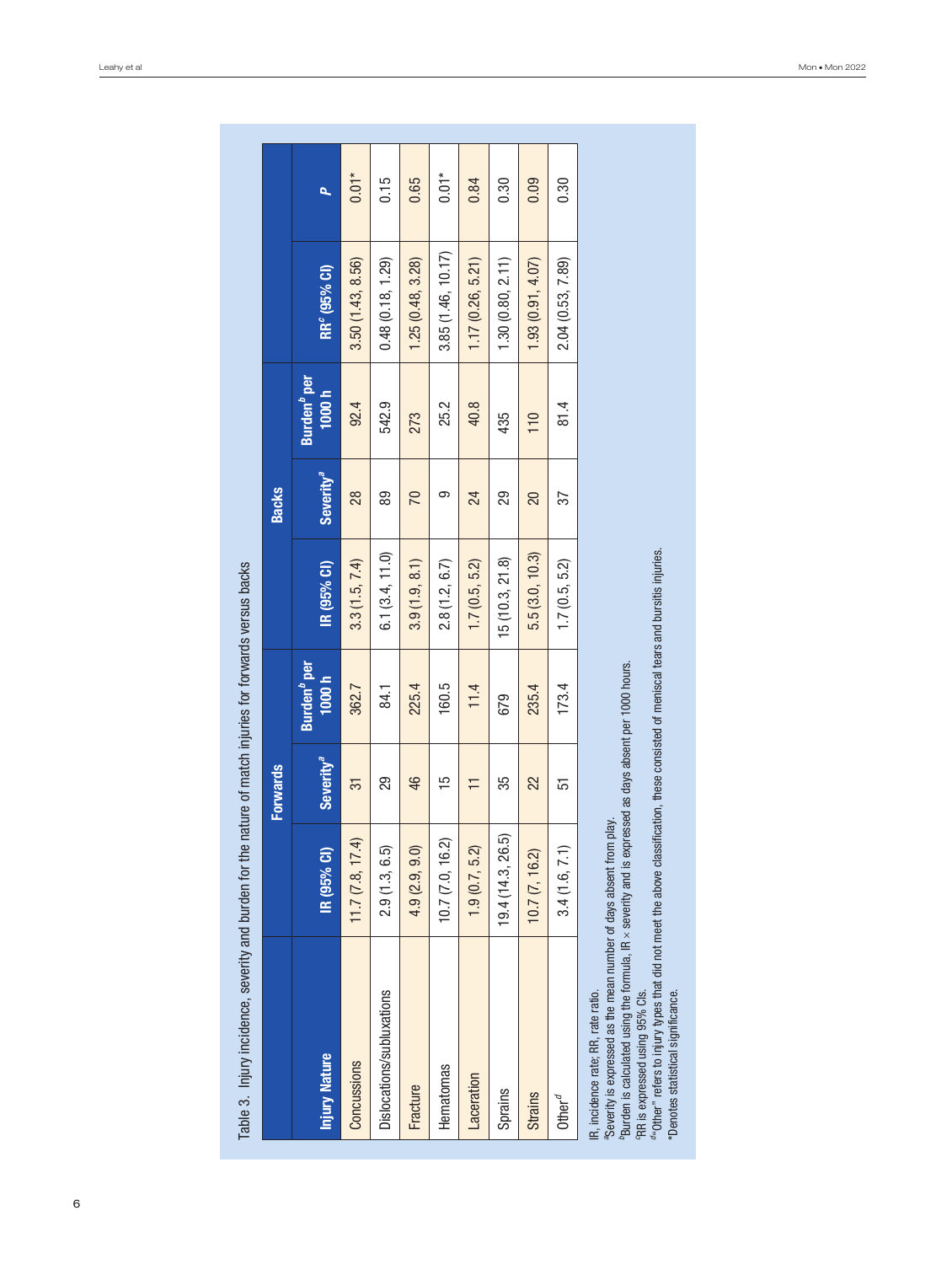Table 3. Injury incidence, severity and burden for the nature of match injuries for forwards versus backs

| Injury Nature | Forwards | | | Backs | | | | |
|---|---|---|---|---|---|---|---|---|
| | IR (95% CI) | Severity[a] | Burden[b] per 1000 h | IR (95% CI) | Severity[a] | Burden[b] per 1000 h | RR[c] (95% CI) | P |
| Concussions | 11.7 (7.8, 17.4) | 31 | 362.7 | 3.3 (1.5, 7.4) | 28 | 92.4 | 3.50 (1.43, 8.56) | 0.01* |
| Dislocations/subluxations | 2.9 (1.3, 6.5) | 29 | 84.1 | 6.1 (3.4, 11.0) | 89 | 542.9 | 0.48 (0.18, 1.29) | 0.15 |
| Fracture | 4.9 (2.9, 9.0) | 46 | 225.4 | 3.9 (1.9, 8.1) | 70 | 273 | 1.25 (0.48, 3.28) | 0.65 |
| Hematomas | 10.7 (7.0, 16.2) | 15 | 160.5 | 2.8 (1.2, 6.7) | 9 | 25.2 | 3.85 (1.46, 10.17) | 0.01* |
| Laceration | 1.9 (0.7, 5.2) | 11 | 11.4 | 1.7 (0.5, 5.2) | 24 | 40.8 | 1.17 (0.26, 5.21) | 0.84 |
| Sprains | 19.4 (14.3, 26.5) | 35 | 679 | 15 (10.3, 21.8) | 29 | 435 | 1.30 (0.80, 2.11) | 0.30 |
| Strains | 10.7 (7, 16.2) | 22 | 235.4 | 5.5 (3.0, 10.3) | 20 | 110 | 1.93 (0.91, 4.07) | 0.09 |
| Other[d] | 3.4 (1.6, 7.1) | 51 | 173.4 | 1.7 (0.5, 5.2) | 37 | 81.4 | 2.04 (0.53, 7.89) | 0.30 |

IR, incidence rate; RR, rate ratio.
[a]Severity is expressed as the mean number of days absent from play.
[b]Burden is calculated using the formula, IR × severity and is expressed as days absent per 1000 hours.
[c]RR is expressed using 95% CIs.
[d]"Other" refers to injury types that did not meet the above classification, these consisted of meniscal tears and bursitis injuries.
*Denotes statistical significance.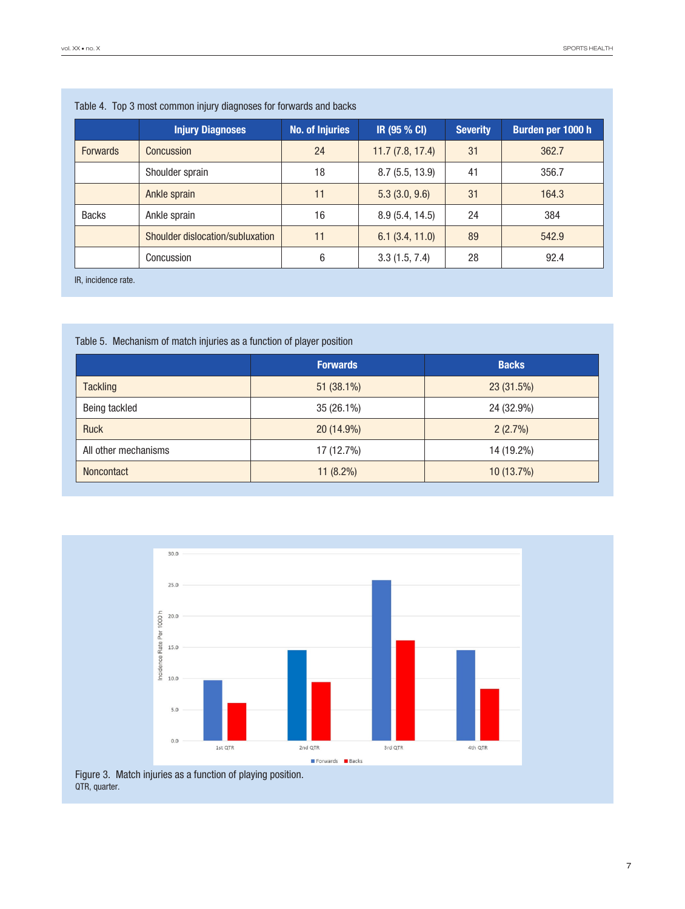Table 4. Top 3 most common injury diagnoses for forwards and backs

| | Injury Diagnoses | No. of Injuries | IR (95 % CI) | Severity | Burden per 1000 h |
|---|---|---|---|---|---|
| Forwards | Concussion | 24 | 11.7 (7.8, 17.4) | 31 | 362.7 |
| | Shoulder sprain | 18 | 8.7 (5.5, 13.9) | 41 | 356.7 |
| | Ankle sprain | 11 | 5.3 (3.0, 9.6) | 31 | 164.3 |
| Backs | Ankle sprain | 16 | 8.9 (5.4, 14.5) | 24 | 384 |
| | Shoulder dislocation/subluxation | 11 | 6.1 (3.4, 11.0) | 89 | 542.9 |
| | Concussion | 6 | 3.3 (1.5, 7.4) | 28 | 92.4 |

IR, incidence rate.

Table 5. Mechanism of match injuries as a function of player position

| | Forwards | Backs |
|---|---|---|
| Tackling | 51 (38.1%) | 23 (31.5%) |
| Being tackled | 35 (26.1%) | 24 (32.9%) |
| Ruck | 20 (14.9%) | 2 (2.7%) |
| All other mechanisms | 17 (12.7%) | 14 (19.2%) |
| Noncontact | 11 (8.2%) | 10 (13.7%) |

Figure 3. Match injuries as a function of playing position.
QTR, quarter.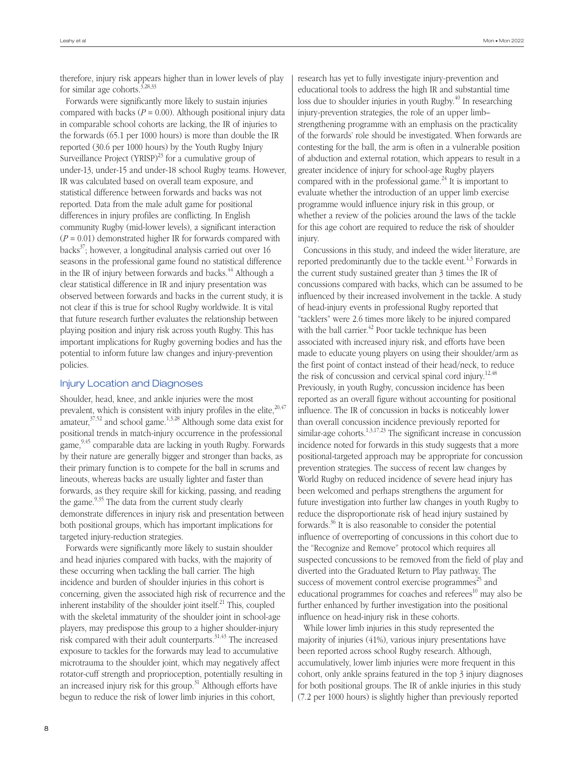therefore, injury risk appears higher than in lower levels of play for similar age cohorts.[3,28,33]

Forwards were significantly more likely to sustain injuries compared with backs ($P = 0.00$). Although positional injury data in comparable school cohorts are lacking, the IR of injuries to the forwards (65.1 per 1000 hours) is more than double the IR reported (30.6 per 1000 hours) by the Youth Rugby Injury Surveillance Project (YRISP)[23] for a cumulative group of under-13, under-15 and under-18 school Rugby teams. However, IR was calculated based on overall team exposure, and statistical difference between forwards and backs was not reported. Data from the male adult game for positional differences in injury profiles are conflicting. In English community Rugby (mid-lower levels), a significant interaction ($P = 0.01$) demonstrated higher IR for forwards compared with backs[37]; however, a longitudinal analysis carried out over 16 seasons in the professional game found no statistical difference in the IR of injury between forwards and backs.[44] Although a clear statistical difference in IR and injury presentation was observed between forwards and backs in the current study, it is not clear if this is true for school Rugby worldwide. It is vital that future research further evaluates the relationship between playing position and injury risk across youth Rugby. This has important implications for Rugby governing bodies and has the potential to inform future law changes and injury-prevention policies.

## Injury Location and Diagnoses

Shoulder, head, knee, and ankle injuries were the most prevalent, which is consistent with injury profiles in the elite,[20,47] amateur,[37,52] and school game.[1,3,28] Although some data exist for positional trends in match-injury occurrence in the professional game,[9,45] comparable data are lacking in youth Rugby. Forwards by their nature are generally bigger and stronger than backs, as their primary function is to compete for the ball in scrums and lineouts, whereas backs are usually lighter and faster than forwards, as they require skill for kicking, passing, and reading the game.[9,35] The data from the current study clearly demonstrate differences in injury risk and presentation between both positional groups, which has important implications for targeted injury-reduction strategies.

Forwards were significantly more likely to sustain shoulder and head injuries compared with backs, with the majority of these occurring when tackling the ball carrier. The high incidence and burden of shoulder injuries in this cohort is concerning, given the associated high risk of recurrence and the inherent instability of the shoulder joint itself.[21] This, coupled with the skeletal immaturity of the shoulder joint in school-age players, may predispose this group to a higher shoulder-injury risk compared with their adult counterparts.[31,43] The increased exposure to tackles for the forwards may lead to accumulative microtrauma to the shoulder joint, which may negatively affect rotator-cuff strength and proprioception, potentially resulting in an increased injury risk for this group.[31] Although efforts have begun to reduce the risk of lower limb injuries in this cohort, research has yet to fully investigate injury-prevention and educational tools to address the high IR and substantial time loss due to shoulder injuries in youth Rugby.[40] In researching injury-prevention strategies, the role of an upper limb–strengthening programme with an emphasis on the practicality of the forwards' role should be investigated. When forwards are contesting for the ball, the arm is often in a vulnerable position of abduction and external rotation, which appears to result in a greater incidence of injury for school-age Rugby players compared with in the professional game.[24] It is important to evaluate whether the introduction of an upper limb exercise programme would influence injury risk in this group, or whether a review of the policies around the laws of the tackle for this age cohort are required to reduce the risk of shoulder injury.

Concussions in this study, and indeed the wider literature, are reported predominantly due to the tackle event.[1,3] Forwards in the current study sustained greater than 3 times the IR of concussions compared with backs, which can be assumed to be influenced by their increased involvement in the tackle. A study of head-injury events in professional Rugby reported that "tacklers" were 2.6 times more likely to be injured compared with the ball carrier.[42] Poor tackle technique has been associated with increased injury risk, and efforts have been made to educate young players on using their shoulder/arm as the first point of contact instead of their head/neck, to reduce the risk of concussion and cervical spinal cord injury.[12,48] Previously, in youth Rugby, concussion incidence has been reported as an overall figure without accounting for positional influence. The IR of concussion in backs is noticeably lower than overall concussion incidence previously reported for similar-age cohorts.[1,3,17,23] The significant increase in concussion incidence noted for forwards in this study suggests that a more positional-targeted approach may be appropriate for concussion prevention strategies. The success of recent law changes by World Rugby on reduced incidence of severe head injury has been welcomed and perhaps strengthens the argument for future investigation into further law changes in youth Rugby to reduce the disproportionate risk of head injury sustained by forwards.[36] It is also reasonable to consider the potential influence of overreporting of concussions in this cohort due to the "Recognize and Remove" protocol which requires all suspected concussions to be removed from the field of play and diverted into the Graduated Return to Play pathway. The success of movement control exercise programmes[25] and educational programmes for coaches and referees[10] may also be further enhanced by further investigation into the positional influence on head-injury risk in these cohorts.

While lower limb injuries in this study represented the majority of injuries (41%), various injury presentations have been reported across school Rugby research. Although, accumulatively, lower limb injuries were more frequent in this cohort, only ankle sprains featured in the top 3 injury diagnoses for both positional groups. The IR of ankle injuries in this study (7.2 per 1000 hours) is slightly higher than previously reported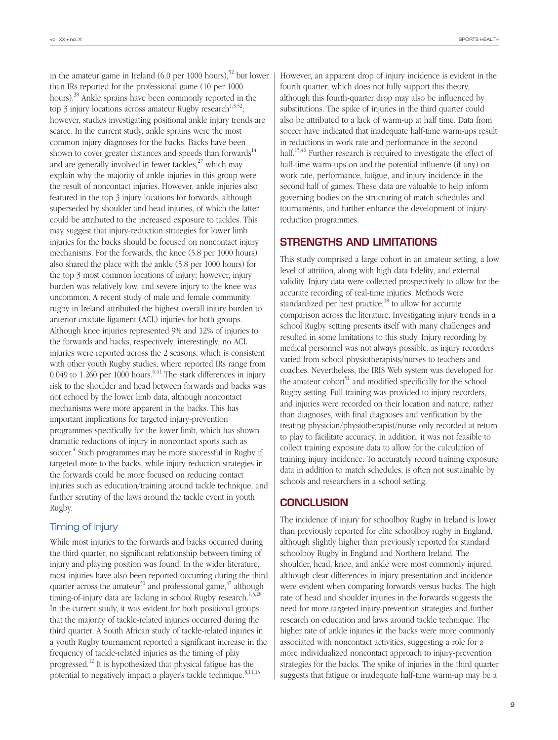in the amateur game in Ireland (6.0 per 1000 hours),[52] but lower than IRs reported for the professional game (10 per 1000 hours).[38] Ankle sprains have been commonly reported in the top 3 injury locations across amateur Rugby research[1,3,52]; however, studies investigating positional ankle injury trends are scarce. In the current study, ankle sprains were the most common injury diagnoses for the backs. Backs have been shown to cover greater distances and speeds than forwards[14] and are generally involved in fewer tackles,[27] which may explain why the majority of ankle injuries in this group were the result of noncontact injuries. However, ankle injuries also featured in the top 3 injury locations for forwards, although superseded by shoulder and head injuries, of which the latter could be attributed to the increased exposure to tackles. This may suggest that injury-reduction strategies for lower limb injuries for the backs should be focused on noncontact injury mechanisms. For the forwards, the knee (5.8 per 1000 hours) also shared the place with the ankle (5.8 per 1000 hours) for the top 3 most common locations of injury; however, injury burden was relatively low, and severe injury to the knee was uncommon. A recent study of male and female community rugby in Ireland attributed the highest overall injury burden to anterior cruciate ligament (ACL) injuries for both groups. Although knee injuries represented 9% and 12% of injuries to the forwards and backs, respectively, interestingly, no ACL injuries were reported across the 2 seasons, which is consistent with other youth Rugby studies, where reported IRs range from 0.049 to 1.260 per 1000 hours.[6,41] The stark differences in injury risk to the shoulder and head between forwards and backs was not echoed by the lower limb data, although noncontact mechanisms were more apparent in the backs. This has important implications for targeted injury-prevention programmes specifically for the lower limb, which has shown dramatic reductions of injury in noncontact sports such as soccer.[4] Such programmes may be more successful in Rugby if targeted more to the backs, while injury reduction strategies in the forwards could be more focused on reducing contact injuries such as education/training around tackle technique, and further scrutiny of the laws around the tackle event in youth Rugby.

### Timing of Injury

While most injuries to the forwards and backs occurred during the third quarter, no significant relationship between timing of injury and playing position was found. In the wider literature, most injuries have also been reported occurring during the third quarter across the amateur[50] and professional game,[47] although timing-of-injury data are lacking in school Rugby research.[1,3,28] In the current study, it was evident for both positional groups that the majority of tackle-related injuries occurred during the third quarter. A South African study of tackle-related injuries in a youth Rugby tournament reported a significant increase in the frequency of tackle-related injuries as the timing of play progressed.[12] It is hypothesized that physical fatigue has the potential to negatively impact a player's tackle technique.[8,11,13] However, an apparent drop of injury incidence is evident in the fourth quarter, which does not fully support this theory, although this fourth-quarter drop may also be influenced by substitutions. The spike of injuries in the third quarter could also be attributed to a lack of warm-up at half time. Data from soccer have indicated that inadequate half-time warm-ups result in reductions in work rate and performance in the second half.[15,46] Further research is required to investigate the effect of half-time warm-ups on and the potential influence (if any) on work rate, performance, fatigue, and injury incidence in the second half of games. These data are valuable to help inform governing bodies on the structuring of match schedules and tournaments, and further enhance the development of injury-reduction programmes.

## STRENGTHS AND LIMITATIONS

This study comprised a large cohort in an amateur setting, a low level of attrition, along with high data fidelity, and external validity. Injury data were collected prospectively to allow for the accurate recording of real-time injuries. Methods were standardized per best practice,[18] to allow for accurate comparison across the literature. Investigating injury trends in a school Rugby setting presents itself with many challenges and resulted in some limitations to this study. Injury recording by medical personnel was not always possible, as injury recorders varied from school physiotherapists/nurses to teachers and coaches. Nevertheless, the IRIS Web system was developed for the amateur cohort[51] and modified specifically for the school Rugby setting. Full training was provided to injury recorders, and injuries were recorded on their location and nature, rather than diagnoses, with final diagnoses and verification by the treating physician/physiotherapist/nurse only recorded at return to play to facilitate accuracy. In addition, it was not feasible to collect training exposure data to allow for the calculation of training injury incidence. To accurately record training exposure data in addition to match schedules, is often not sustainable by schools and researchers in a school setting.

## CONCLUSION

The incidence of injury for schoolboy Rugby in Ireland is lower than previously reported for elite schoolboy rugby in England, although slightly higher than previously reported for standard schoolboy Rugby in England and Northern Ireland. The shoulder, head, knee, and ankle were most commonly injured, although clear differences in injury presentation and incidence were evident when comparing forwards versus backs. The high rate of head and shoulder injuries in the forwards suggests the need for more targeted injury-prevention strategies and further research on education and laws around tackle technique. The higher rate of ankle injuries in the backs were more commonly associated with noncontact activities, suggesting a role for a more individualized noncontact approach to injury-prevention strategies for the backs. The spike of injuries in the third quarter suggests that fatigue or inadequate half-time warm-up may be a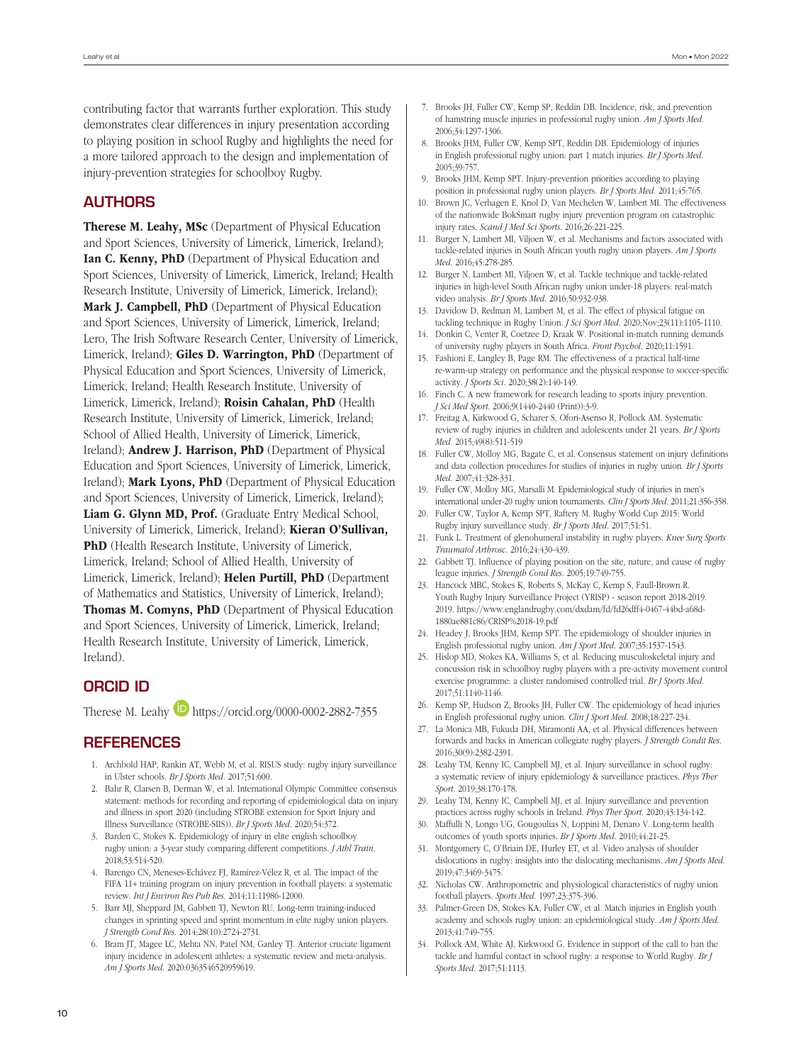contributing factor that warrants further exploration. This study demonstrates clear differences in injury presentation according to playing position in school Rugby and highlights the need for a more tailored approach to the design and implementation of injury-prevention strategies for schoolboy Rugby.

## AUTHORS

**Therese M. Leahy, MSc** (Department of Physical Education and Sport Sciences, University of Limerick, Limerick, Ireland); **Ian C. Kenny, PhD** (Department of Physical Education and Sport Sciences, University of Limerick, Limerick, Ireland; Health Research Institute, University of Limerick, Limerick, Ireland); **Mark J. Campbell, PhD** (Department of Physical Education and Sport Sciences, University of Limerick, Limerick, Ireland; Lero, The Irish Software Research Center, University of Limerick, Limerick, Ireland); **Giles D. Warrington, PhD** (Department of Physical Education and Sport Sciences, University of Limerick, Limerick, Ireland; Health Research Institute, University of Limerick, Limerick, Ireland); **Roisin Cahalan, PhD** (Health Research Institute, University of Limerick, Limerick, Ireland; School of Allied Health, University of Limerick, Limerick, Ireland); **Andrew J. Harrison, PhD** (Department of Physical Education and Sport Sciences, University of Limerick, Limerick, Ireland); **Mark Lyons, PhD** (Department of Physical Education and Sport Sciences, University of Limerick, Limerick, Ireland); **Liam G. Glynn MD, Prof.** (Graduate Entry Medical School, University of Limerick, Limerick, Ireland); **Kieran O'Sullivan, PhD** (Health Research Institute, University of Limerick, Limerick, Ireland; School of Allied Health, University of Limerick, Limerick, Ireland); **Helen Purtill, PhD** (Department of Mathematics and Statistics, University of Limerick, Ireland); **Thomas M. Comyns, PhD** (Department of Physical Education and Sport Sciences, University of Limerick, Limerick, Ireland; Health Research Institute, University of Limerick, Limerick, Ireland).

## ORCID ID

Therese M. Leahy https://orcid.org/0000-0002-2882-7355

## REFERENCES

1. Archbold HAP, Rankin AT, Webb M, et al. RISUS study: rugby injury surveillance in Ulster schools. *Br J Sports Med*. 2017;51:600.
2. Bahr R, Clarsen B, Derman W, et al. International Olympic Committee consensus statement: methods for recording and reporting of epidemiological data on injury and illness in sport 2020 (including STROBE extension for Sport Injury and Illness Surveillance (STROBE-SIIS)). *Br J Sports Med*. 2020;54:372.
3. Barden C, Stokes K. Epidemiology of injury in elite english schoolboy rugby union: a 3-year study comparing different competitions. *J Athl Train*. 2018;53:514-520.
4. Barengo CN, Meneses-Echávez FJ, Ramírez-Vélez R, et al. The impact of the FIFA 11+ training program on injury prevention in football players: a systematic review. *Int J Environ Res Pub Res*. 2014;11:11986-12000.
5. Barr MJ, Sheppard JM, Gabbett TJ, Newton RU. Long-term training-induced changes in sprinting speed and sprint momentum in elite rugby union players. *J Strength Cond Res*. 2014;28(10):2724-2731.
6. Bram JT, Magee LC, Mehta NN, Patel NM, Ganley TJ. Anterior cruciate ligament injury incidence in adolescent athletes: a systematic review and meta-analysis. *Am J Sports Med*. 2020:0363546520959619.
7. Brooks JH, Fuller CW, Kemp SP, Reddin DB. Incidence, risk, and prevention of hamstring muscle injuries in professional rugby union. *Am J Sports Med*. 2006;34:1297-1306.
8. Brooks JHM, Fuller CW, Kemp SPT, Reddin DB. Epidemiology of injuries in English professional rugby union: part 1 match injuries. *Br J Sports Med*. 2005;39:757.
9. Brooks JHM, Kemp SPT. Injury-prevention priorities according to playing position in professional rugby union players. *Br J Sports Med*. 2011;45:765.
10. Brown JC, Verhagen E, Knol D, Van Mechelen W, Lambert MI. The effectiveness of the nationwide BokSmart rugby injury prevention program on catastrophic injury rates. *Scand J Med Sci Sports*. 2016;26:221-225.
11. Burger N, Lambert MI, Viljoen W, et al. Mechanisms and factors associated with tackle-related injuries in South African youth rugby union players. *Am J Sports Med*. 2016;45:278-285.
12. Burger N, Lambert MI, Viljoen W, et al. Tackle technique and tackle-related injuries in high-level South African rugby union under-18 players: real-match video analysis. *Br J Sports Med*. 2016;50:932-938.
13. Davidow D, Redman M, Lambert M, et al. The effect of physical fatigue on tackling technique in Rugby Union. *J Sci Sport Med*. 2020;Nov;23(11):1105-1110.
14. Donkin C, Venter R, Coetzee D, Kraak W. Positional in-match running demands of university rugby players in South Africa. *Front Psychol*. 2020;11:1591.
15. Fashioni E, Langley B, Page RM. The effectiveness of a practical half-time re-warm-up strategy on performance and the physical response to soccer-specific activity. *J Sports Sci*. 2020;38(2):140-149.
16. Finch C. A new framework for research leading to sports injury prevention. *J Sci Med Sport*. 2006;9(1440-2440 (Print)):3-9.
17. Freitag A, Kirkwood G, Scharer S, Ofori-Asenso R, Pollock AM. Systematic review of rugby injuries in children and adolescents under 21 years. *Br J Sports Med*. 2015;49(8):511-519
18. Fuller CW, Molloy MG, Bagate C, et al. Consensus statement on injury definitions and data collection procedures for studies of injuries in rugby union. *Br J Sports Med*. 2007;41:328-331.
19. Fuller CW, Molloy MG, Marsalli M. Epidemiological study of injuries in men's international under-20 rugby union tournaments. *Clin J Sports Med*. 2011;21:356-358.
20. Fuller CW, Taylor A, Kemp SPT, Raftery M. Rugby World Cup 2015: World Rugby injury surveillance study. *Br J Sports Med*. 2017;51:51.
21. Funk L. Treatment of glenohumeral instability in rugby players. *Knee Surg Sports Traumatol Arthrosc*. 2016;24:430-439.
22. Gabbett TJ. Influence of playing position on the site, nature, and cause of rugby league injuries. *J Strength Cond Res*. 2005;19:749-755.
23. Hancock MBC, Stokes K, Roberts S, McKay C, Kemp S, Faull-Brown R. Youth Rugby Injury Surveillance Project (YRISP) - season report 2018-2019. 2019. https://www.englandrugby.com/dxdam/fd/fd26dff4-0467-44bd-a68d-1880ae881c86/CRISP%2018-19.pdf
24. Headey J, Brooks JHM, Kemp SPT. The epidemiology of shoulder injuries in English professional rugby union. *Am J Sport Med*. 2007;35:1537-1543.
25. Hislop MD, Stokes KA, Williams S, et al. Reducing musculoskeletal injury and concussion risk in schoolboy rugby players with a pre-activity movement control exercise programme: a cluster randomised controlled trial. *Br J Sports Med*. 2017;51:1140-1146.
26. Kemp SP, Hudson Z, Brooks JH, Fuller CW. The epidemiology of head injuries in English professional rugby union. *Clin J Sport Med*. 2008;18:227-234.
27. La Monica MB, Fukuda DH, Miramonti AA, et al. Physical differences between forwards and backs in American collegiate rugby players. *J Strength Condit Res*. 2016;30(9):2382-2391.
28. Leahy TM, Kenny IC, Campbell MJ, et al. Injury surveillance in school rugby: a systematic review of injury epidemiology & surveillance practices. *Phys Ther Sport*. 2019;38:170-178.
29. Leahy TM, Kenny IC, Campbell MJ, et al. Injury surveillance and prevention practices across rugby schools in Ireland. *Phys Ther Sport*. 2020;43:134-142.
30. Maffulli N, Longo UG, Gougoulias N, Loppini M, Denaro V. Long-term health outcomes of youth sports injuries. *Br J Sports Med*. 2010;44:21-25.
31. Montgomery C, O'Briain DE, Hurley ET, et al. Video analysis of shoulder dislocations in rugby: insights into the dislocating mechanisms. *Am J Sports Med*. 2019;47:3469-3475.
32. Nicholas CW. Anthropometric and physiological characteristics of rugby union football players. *Sports Med*. 1997;23:375-396.
33. Palmer-Green DS, Stokes KA, Fuller CW, et al. Match injuries in English youth academy and schools rugby union: an epidemiological study. *Am J Sports Med*. 2013;41:749-755.
34. Pollock AM, White AJ, Kirkwood G. Evidence in support of the call to ban the tackle and harmful contact in school rugby: a response to World Rugby. *Br J Sports Med*. 2017;51:1113.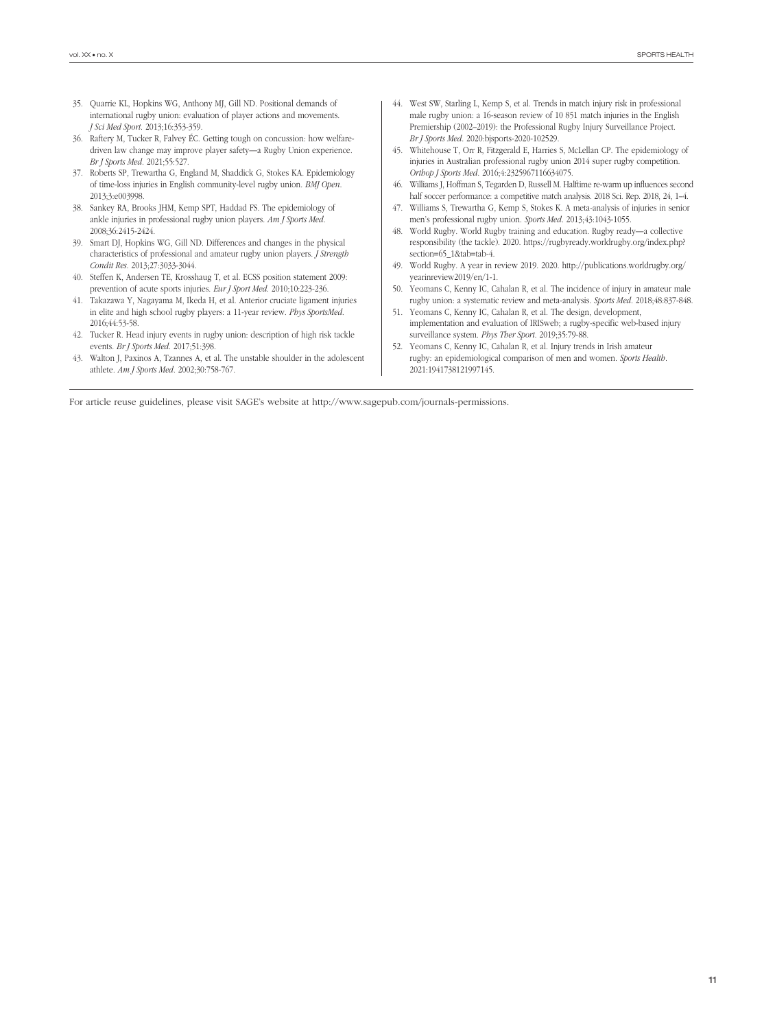35. Quarrie KL, Hopkins WG, Anthony MJ, Gill ND. Positional demands of international rugby union: evaluation of player actions and movements. *J Sci Med Sport*. 2013;16:353-359.
36. Raftery M, Tucker R, Falvey ÉC. Getting tough on concussion: how welfare-driven law change may improve player safety—a Rugby Union experience. *Br J Sports Med*. 2021;55:527.
37. Roberts SP, Trewartha G, England M, Shaddick G, Stokes KA. Epidemiology of time-loss injuries in English community-level rugby union. *BMJ Open*. 2013;3:e003998.
38. Sankey RA, Brooks JHM, Kemp SPT, Haddad FS. The epidemiology of ankle injuries in professional rugby union players. *Am J Sports Med*. 2008;36:2415-2424.
39. Smart DJ, Hopkins WG, Gill ND. Differences and changes in the physical characteristics of professional and amateur rugby union players. *J Strength Condit Res*. 2013;27:3033-3044.
40. Steffen K, Andersen TE, Krosshaug T, et al. ECSS position statement 2009: prevention of acute sports injuries. *Eur J Sport Med*. 2010;10:223-236.
41. Takazawa Y, Nagayama M, Ikeda H, et al. Anterior cruciate ligament injuries in elite and high school rugby players: a 11-year review. *Phys SportsMed*. 2016;44:53-58.
42. Tucker R. Head injury events in rugby union: description of high risk tackle events. *Br J Sports Med*. 2017;51:398.
43. Walton J, Paxinos A, Tzannes A, et al. The unstable shoulder in the adolescent athlete. *Am J Sports Med*. 2002;30:758-767.
44. West SW, Starling L, Kemp S, et al. Trends in match injury risk in professional male rugby union: a 16-season review of 10 851 match injuries in the English Premiership (2002–2019): the Professional Rugby Injury Surveillance Project. *Br J Sports Med*. 2020:bjsports-2020-102529.
45. Whitehouse T, Orr R, Fitzgerald E, Harries S, McLellan CP. The epidemiology of injuries in Australian professional rugby union 2014 super rugby competition. *Orthop J Sports Med*. 2016;4:2325967116634075.
46. Williams J, Hoffman S, Tegarden D, Russell M. Halftime re-warm up influences second half soccer performance: a competitive match analysis. 2018 Sci. Rep. 2018, 24, 1–4.
47. Williams S, Trewartha G, Kemp S, Stokes K. A meta-analysis of injuries in senior men's professional rugby union. *Sports Med*. 2013;43:1043-1055.
48. World Rugby. World Rugby training and education. Rugby ready—a collective responsibility (the tackle). 2020. https://rugbyready.worldrugby.org/index.php?section=65_1&tab=tab-4.
49. World Rugby. A year in review 2019. 2020. http://publications.worldrugby.org/yearinreview2019/en/1-1.
50. Yeomans C, Kenny IC, Cahalan R, et al. The incidence of injury in amateur male rugby union: a systematic review and meta-analysis. *Sports Med*. 2018;48:837-848.
51. Yeomans C, Kenny IC, Cahalan R, et al. The design, development, implementation and evaluation of IRISweb; a rugby-specific web-based injury surveillance system. *Phys Ther Sport*. 2019;35:79-88.
52. Yeomans C, Kenny IC, Cahalan R, et al. Injury trends in Irish amateur rugby: an epidemiological comparison of men and women. *Sports Health*. 2021:1941738121997145.

For article reuse guidelines, please visit SAGE's website at http://www.sagepub.com/journals-permissions.